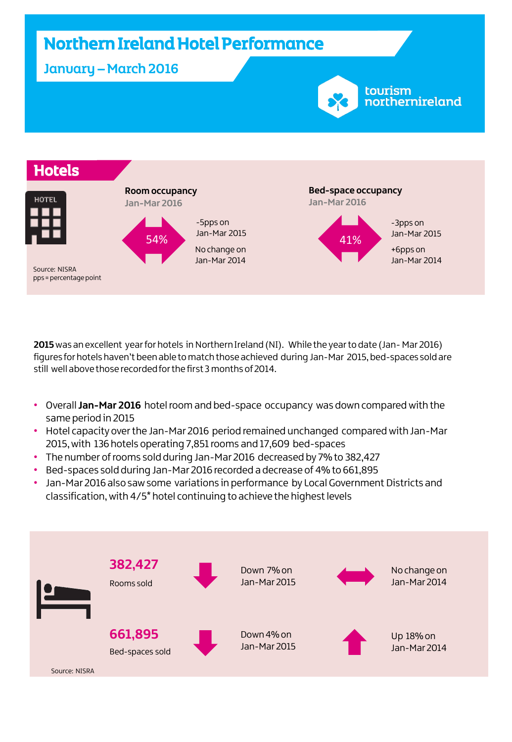# Northern Ireland Hotel Performance

## January – March 2016

tourism northernireland

## Hotels

HOTEL

**Room occupancy**
Jan-Mar 2016

54%

-5pps on Jan-Mar 2015

No change on Jan-Mar 2014

**Bed-space occupancy**
Jan-Mar 2016

41%

-3pps on Jan-Mar 2015

+6pps on Jan-Mar 2014

Source: NISRA
pps = percentage point

**2015** was an excellent year for hotels in Northern Ireland (NI). While the year to date (Jan- Mar 2016) figures for hotels haven't been able to match those achieved during Jan-Mar 2015, bed-spaces sold are still well above those recorded for the first 3 months of 2014.

- Overall **Jan-Mar 2016** hotel room and bed-space occupancy was down compared with the same period in 2015
- Hotel capacity over the Jan-Mar 2016 period remained unchanged compared with Jan-Mar 2015, with 136 hotels operating 7,851 rooms and 17,609 bed-spaces
- The number of rooms sold during Jan-Mar 2016 decreased by 7% to 382,427
- Bed-spaces sold during Jan-Mar 2016 recorded a decrease of 4% to 661,895
- Jan-Mar 2016 also saw some variations in performance by Local Government Districts and classification, with 4/5* hotel continuing to achieve the highest levels

**382,427**
Rooms sold

Down 7% on Jan-Mar 2015

No change on Jan-Mar 2014

**661,895**
Bed-spaces sold

Down 4% on Jan-Mar 2015

Up 18% on Jan-Mar 2014

Source: NISRA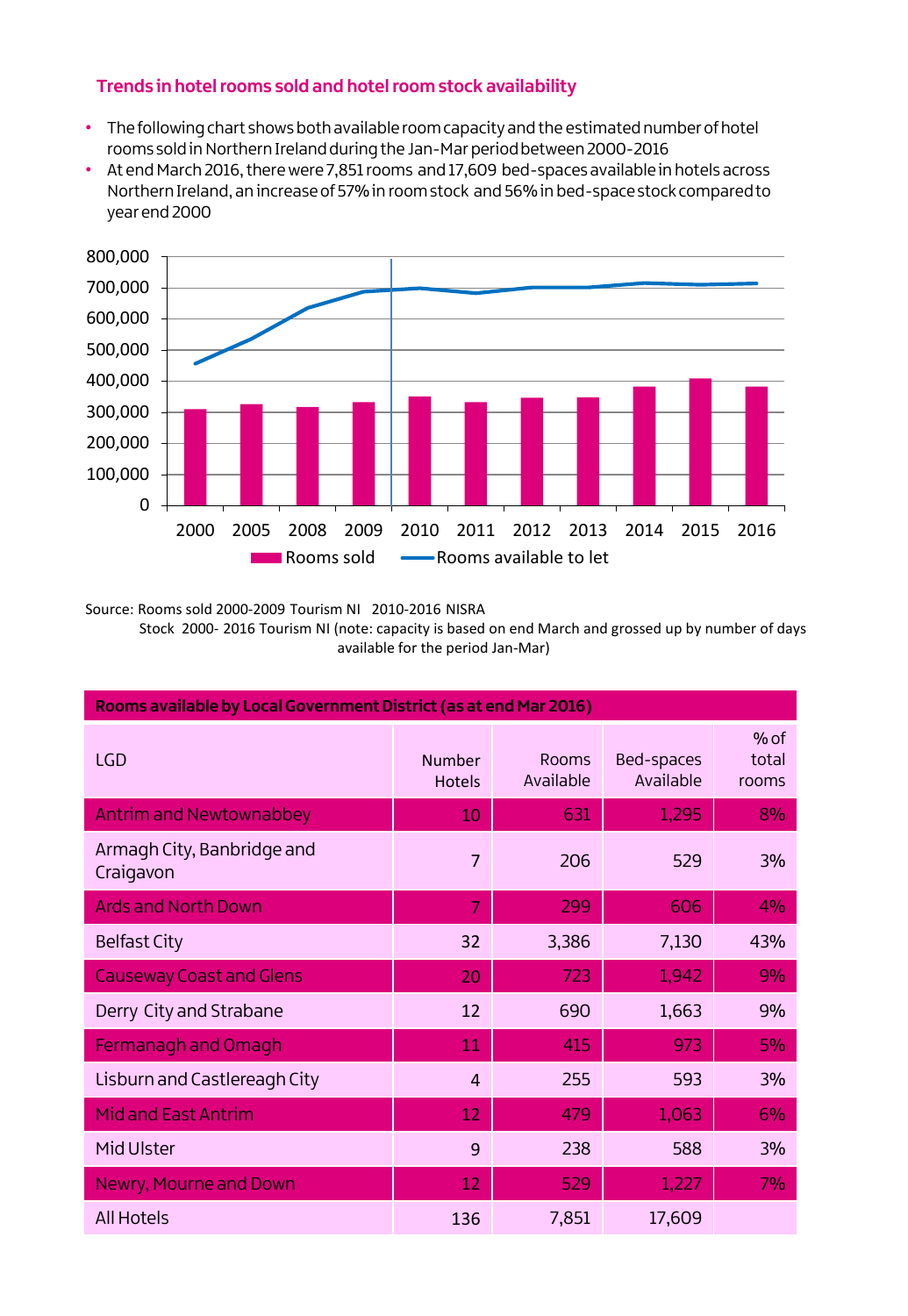## Trends in hotel rooms sold and hotel room stock availability

- The following chart shows both available room capacity and the estimated number of hotel rooms sold in Northern Ireland during the Jan-Mar period between 2000-2016
- At end March 2016, there were 7,851 rooms and 17,609 bed-spaces available in hotels across Northern Ireland, an increase of 57% in room stock and 56% in bed-space stock compared to year end 2000

Source: Rooms sold 2000-2009 Tourism NI 2010-2016 NISRA
Stock 2000- 2016 Tourism NI (note: capacity is based on end March and grossed up by number of days available for the period Jan-Mar)

| Rooms available by Local Government District (as at end Mar 2016) | | | | |
|---|---|---|---|---|
| LGD | Number Hotels | Rooms Available | Bed-spaces Available | % of total rooms |
| Antrim and Newtownabbey | 10 | 631 | 1,295 | 8% |
| Armagh City, Banbridge and Craigavon | 7 | 206 | 529 | 3% |
| Ards and North Down | 7 | 299 | 606 | 4% |
| Belfast City | 32 | 3,386 | 7,130 | 43% |
| Causeway Coast and Glens | 20 | 723 | 1,942 | 9% |
| Derry City and Strabane | 12 | 690 | 1,663 | 9% |
| Fermanagh and Omagh | 11 | 415 | 973 | 5% |
| Lisburn and Castlereagh City | 4 | 255 | 593 | 3% |
| Mid and East Antrim | 12 | 479 | 1,063 | 6% |
| Mid Ulster | 9 | 238 | 588 | 3% |
| Newry, Mourne and Down | 12 | 529 | 1,227 | 7% |
| All Hotels | 136 | 7,851 | 17,609 | |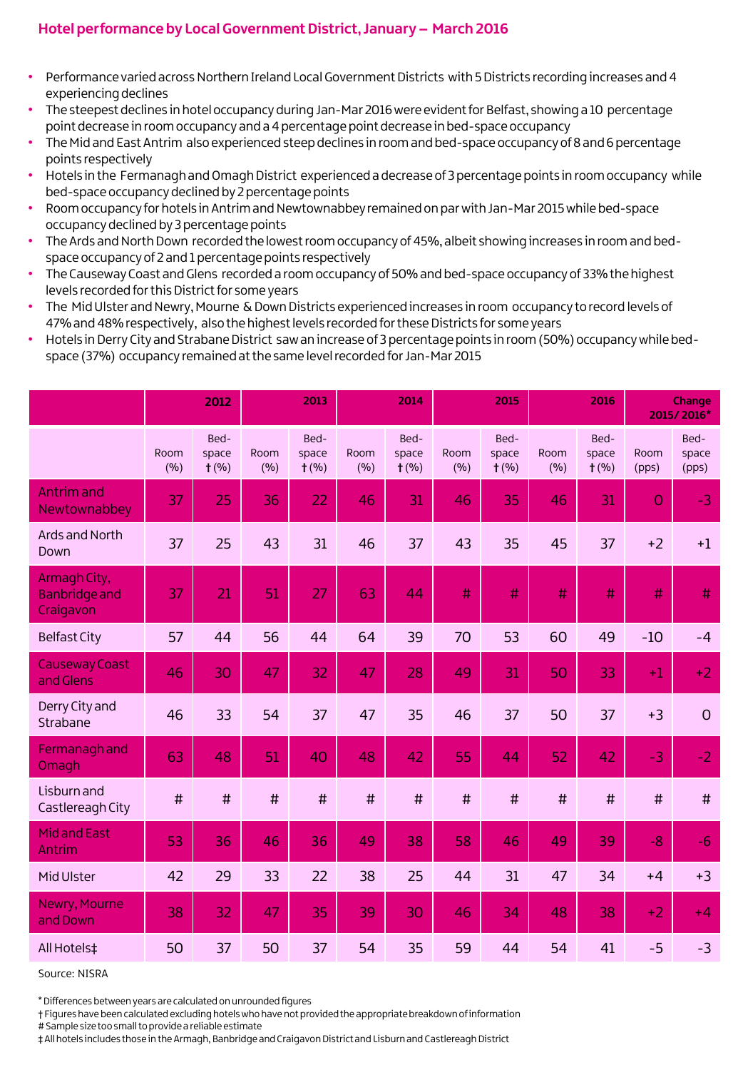## Hotel performance by Local Government District, January – March 2016

- Performance varied across Northern Ireland Local Government Districts with 5 Districts recording increases and 4 experiencing declines
- The steepest declines in hotel occupancy during Jan-Mar 2016 were evident for Belfast, showing a 10 percentage point decrease in room occupancy and a 4 percentage point decrease in bed-space occupancy
- The Mid and East Antrim also experienced steep declines in room and bed-space occupancy of 8 and 6 percentage points respectively
- Hotels in the Fermanagh and Omagh District experienced a decrease of 3 percentage points in room occupancy while bed-space occupancy declined by 2 percentage points
- Room occupancy for hotels in Antrim and Newtownabbey remained on par with Jan-Mar 2015 while bed-space occupancy declined by 3 percentage points
- The Ards and North Down recorded the lowest room occupancy of 45%, albeit showing increases in room and bed-space occupancy of 2 and 1 percentage points respectively
- The Causeway Coast and Glens recorded a room occupancy of 50% and bed-space occupancy of 33% the highest levels recorded for this District for some years
- The Mid Ulster and Newry, Mourne & Down Districts experienced increases in room occupancy to record levels of 47% and 48% respectively, also the highest levels recorded for these Districts for some years
- Hotels in Derry City and Strabane District saw an increase of 3 percentage points in room (50%) occupancy while bed-space (37%) occupancy remained at the same level recorded for Jan-Mar 2015

| | 2012 | | 2013 | | 2014 | | 2015 | | 2016 | | Change 2015/2016* | |
|---|---|---|---|---|---|---|---|---|---|---|---|---|
| | Room (%) | Bed-space † (%) | Room (%) | Bed-space † (%) | Room (%) | Bed-space † (%) | Room (%) | Bed-space † (%) | Room (%) | Bed-space † (%) | Room (pps) | Bed-space (pps) |
| Antrim and Newtownabbey | 37 | 25 | 36 | 22 | 46 | 31 | 46 | 35 | 46 | 31 | 0 | -3 |
| Ards and North Down | 37 | 25 | 43 | 31 | 46 | 37 | 43 | 35 | 45 | 37 | +2 | +1 |
| Armagh City, Banbridge and Craigavon | 37 | 21 | 51 | 27 | 63 | 44 | # | # | # | # | # | # |
| Belfast City | 57 | 44 | 56 | 44 | 64 | 39 | 70 | 53 | 60 | 49 | -10 | -4 |
| Causeway Coast and Glens | 46 | 30 | 47 | 32 | 47 | 28 | 49 | 31 | 50 | 33 | +1 | +2 |
| Derry City and Strabane | 46 | 33 | 54 | 37 | 47 | 35 | 46 | 37 | 50 | 37 | +3 | 0 |
| Fermanagh and Omagh | 63 | 48 | 51 | 40 | 48 | 42 | 55 | 44 | 52 | 42 | -3 | -2 |
| Lisburn and Castlereagh City | # | # | # | # | # | # | # | # | # | # | # | # |
| Mid and East Antrim | 53 | 36 | 46 | 36 | 49 | 38 | 58 | 46 | 49 | 39 | -8 | -6 |
| Mid Ulster | 42 | 29 | 33 | 22 | 38 | 25 | 44 | 31 | 47 | 34 | +4 | +3 |
| Newry, Mourne and Down | 38 | 32 | 47 | 35 | 39 | 30 | 46 | 34 | 48 | 38 | +2 | +4 |
| All Hotels‡ | 50 | 37 | 50 | 37 | 54 | 35 | 59 | 44 | 54 | 41 | -5 | -3 |

Source: NISRA

\* Differences between years are calculated on unrounded figures
† Figures have been calculated excluding hotels who have not provided the appropriate breakdown of information
\# Sample size too small to provide a reliable estimate
‡ All hotels includes those in the Armagh, Banbridge and Craigavon District and Lisburn and Castlereagh District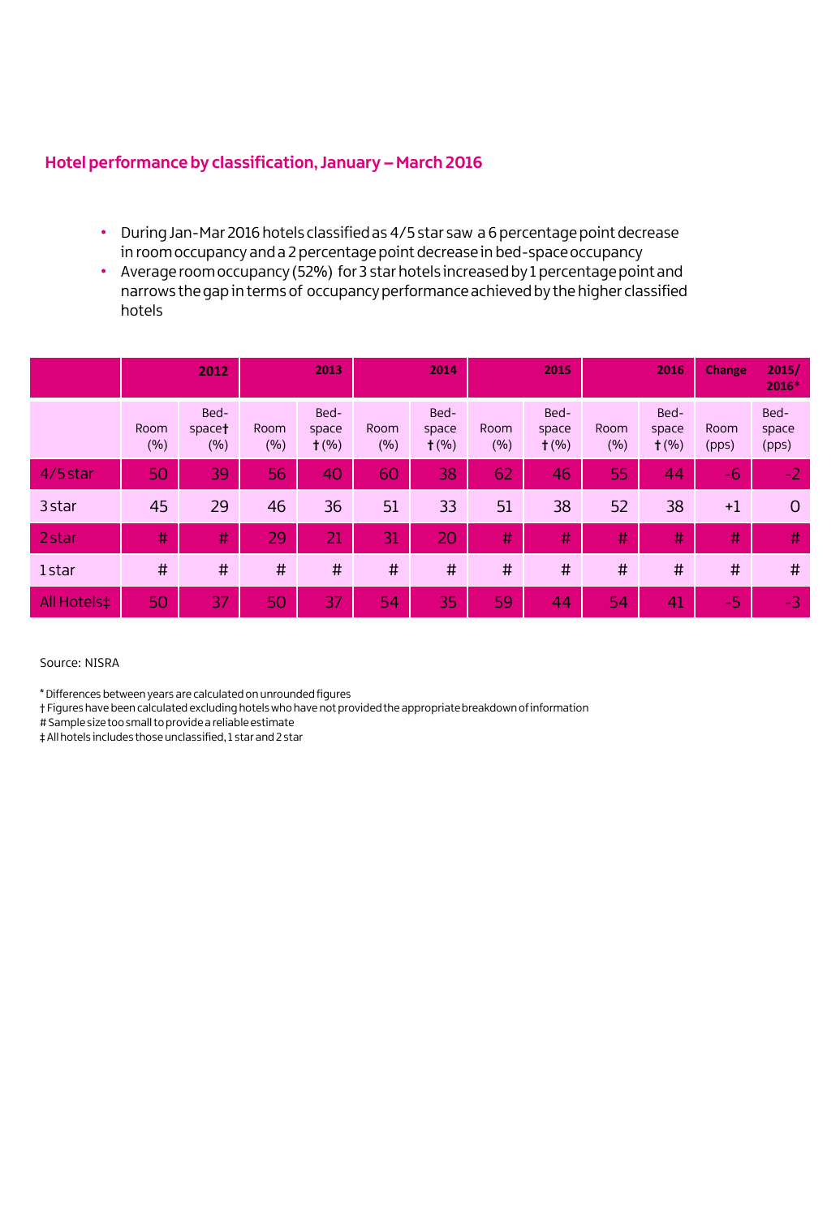## Hotel performance by classification, January – March 2016

- During Jan-Mar 2016 hotels classified as 4/5 star saw a 6 percentage point decrease in room occupancy and a 2 percentage point decrease in bed-space occupancy
- Average room occupancy (52%) for 3 star hotels increased by 1 percentage point and narrows the gap in terms of occupancy performance achieved by the higher classified hotels

| | 2012 | | 2013 | | 2014 | | 2015 | | 2016 | | Change 2015/ 2016* | |
|---|---|---|---|---|---|---|---|---|---|---|---|---|
| | Room (%) | Bed-space† (%) | Room (%) | Bed-space † (%) | Room (%) | Bed-space † (%) | Room (%) | Bed-space † (%) | Room (%) | Bed-space † (%) | Room (pps) | Bed-space (pps) |
| 4/5 star | 50 | 39 | 56 | 40 | 60 | 38 | 62 | 46 | 55 | 44 | -6 | -2 |
| 3 star | 45 | 29 | 46 | 36 | 51 | 33 | 51 | 38 | 52 | 38 | +1 | 0 |
| 2 star | # | # | 29 | 21 | 31 | 20 | # | # | # | # | # | # |
| 1 star | # | # | # | # | # | # | # | # | # | # | # | # |
| All Hotels‡ | 50 | 37 | 50 | 37 | 54 | 35 | 59 | 44 | 54 | 41 | -5 | -3 |

Source: NISRA

* Differences between years are calculated on unrounded figures

† Figures have been calculated excluding hotels who have not provided the appropriate breakdown of information

# Sample size too small to provide a reliable estimate

‡ All hotels includes those unclassified, 1 star and 2 star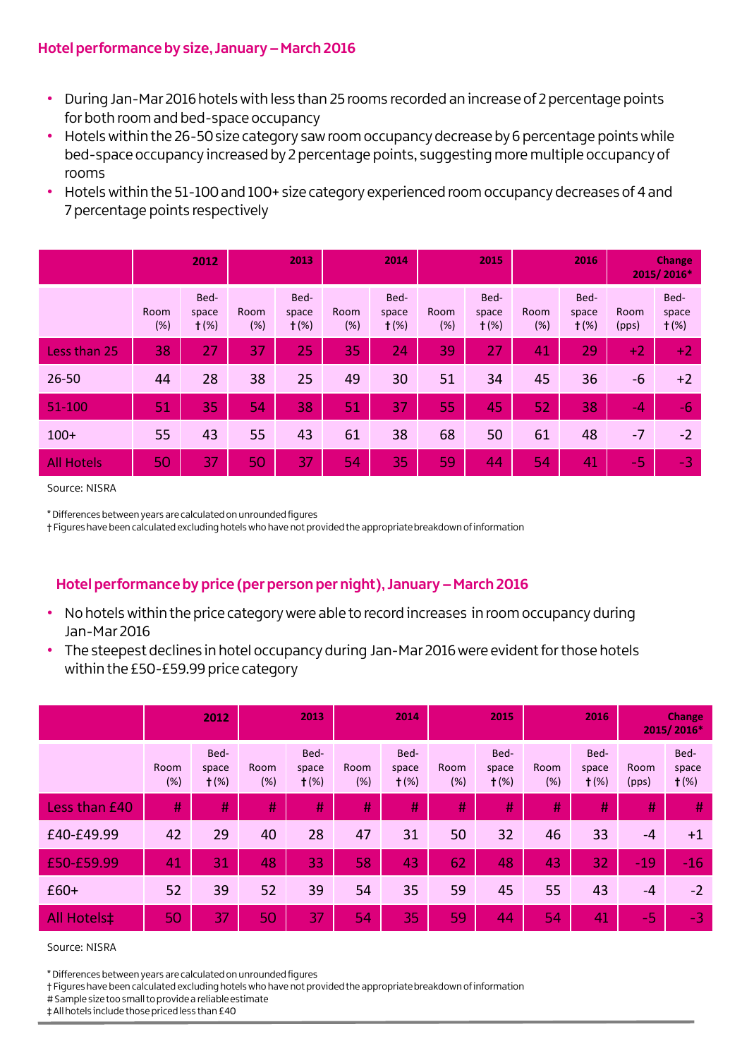## Hotel performance by size, January – March 2016

- During Jan-Mar 2016 hotels with less than 25 rooms recorded an increase of 2 percentage points for both room and bed-space occupancy
- Hotels within the 26-50 size category saw room occupancy decrease by 6 percentage points while bed-space occupancy increased by 2 percentage points, suggesting more multiple occupancy of rooms
- Hotels within the 51-100 and 100+ size category experienced room occupancy decreases of 4 and 7 percentage points respectively

| | 2012 | | 2013 | | 2014 | | 2015 | | 2016 | | Change 2015/ 2016* | |
|---|---|---|---|---|---|---|---|---|---|---|---|---|
| | Room (%) | Bed-space † (%) | Room (%) | Bed-space † (%) | Room (%) | Bed-space † (%) | Room (%) | Bed-space † (%) | Room (%) | Bed-space † (%) | Room (pps) | Bed-space † (%) |
| Less than 25 | 38 | 27 | 37 | 25 | 35 | 24 | 39 | 27 | 41 | 29 | +2 | +2 |
| 26-50 | 44 | 28 | 38 | 25 | 49 | 30 | 51 | 34 | 45 | 36 | -6 | +2 |
| 51-100 | 51 | 35 | 54 | 38 | 51 | 37 | 55 | 45 | 52 | 38 | -4 | -6 |
| 100+ | 55 | 43 | 55 | 43 | 61 | 38 | 68 | 50 | 61 | 48 | -7 | -2 |
| All Hotels | 50 | 37 | 50 | 37 | 54 | 35 | 59 | 44 | 54 | 41 | -5 | -3 |

Source: NISRA

* Differences between years are calculated on unrounded figures
† Figures have been calculated excluding hotels who have not provided the appropriate breakdown of information

## Hotel performance by price (per person per night), January – March 2016

- No hotels within the price category were able to record increases in room occupancy during Jan-Mar 2016
- The steepest declines in hotel occupancy during Jan-Mar 2016 were evident for those hotels within the £50-£59.99 price category

| | 2012 | | 2013 | | 2014 | | 2015 | | 2016 | | Change 2015/ 2016* | |
|---|---|---|---|---|---|---|---|---|---|---|---|---|
| | Room (%) | Bed-space † (%) | Room (%) | Bed-space † (%) | Room (%) | Bed-space † (%) | Room (%) | Bed-space † (%) | Room (%) | Bed-space † (%) | Room (pps) | Bed-space † (%) |
| Less than £40 | # | # | # | # | # | # | # | # | # | # | # | # |
| £40-£49.99 | 42 | 29 | 40 | 28 | 47 | 31 | 50 | 32 | 46 | 33 | -4 | +1 |
| £50-£59.99 | 41 | 31 | 48 | 33 | 58 | 43 | 62 | 48 | 43 | 32 | -19 | -16 |
| £60+ | 52 | 39 | 52 | 39 | 54 | 35 | 59 | 45 | 55 | 43 | -4 | -2 |
| All Hotels‡ | 50 | 37 | 50 | 37 | 54 | 35 | 59 | 44 | 54 | 41 | -5 | -3 |

Source: NISRA

* Differences between years are calculated on unrounded figures
† Figures have been calculated excluding hotels who have not provided the appropriate breakdown of information
# Sample size too small to provide a reliable estimate
‡ All hotels include those priced less than £40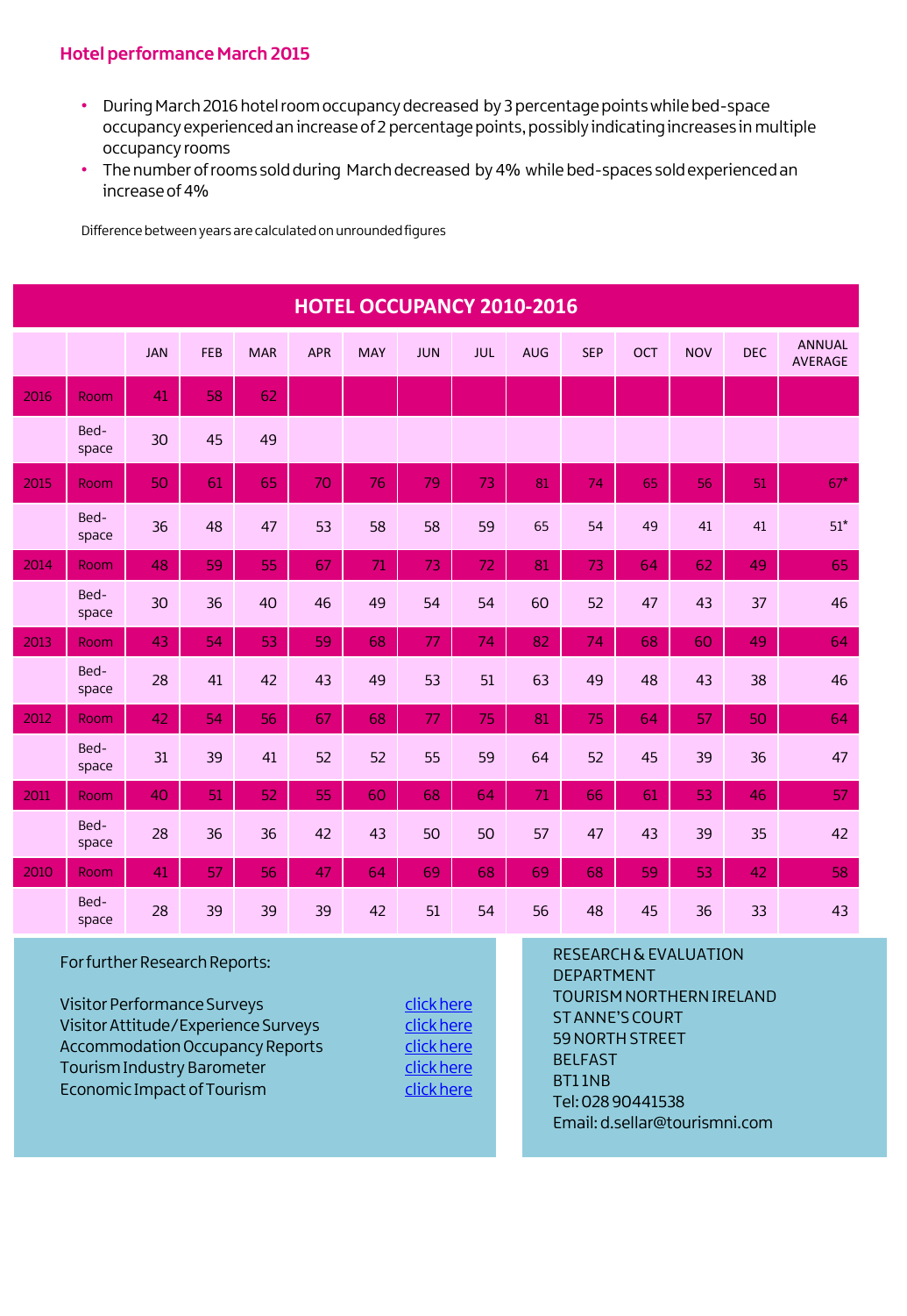## Hotel performance March 2015

- During March 2016 hotel room occupancy decreased by 3 percentage points while bed-space occupancy experienced an increase of 2 percentage points, possibly indicating increases in multiple occupancy rooms
- The number of rooms sold during March decreased by 4% while bed-spaces sold experienced an increase of 4%

Difference between years are calculated on unrounded figures

**HOTEL OCCUPANCY 2010-2016**

| | | JAN | FEB | MAR | APR | MAY | JUN | JUL | AUG | SEP | OCT | NOV | DEC | ANNUAL AVERAGE |
|---|---|---|---|---|---|---|---|---|---|---|---|---|---|---|
| 2016 | Room | 41 | 58 | 62 | | | | | | | | | | |
| | Bed-space | 30 | 45 | 49 | | | | | | | | | | |
| 2015 | Room | 50 | 61 | 65 | 70 | 76 | 79 | 73 | 81 | 74 | 65 | 56 | 51 | 67* |
| | Bed-space | 36 | 48 | 47 | 53 | 58 | 58 | 59 | 65 | 54 | 49 | 41 | 41 | 51* |
| 2014 | Room | 48 | 59 | 55 | 67 | 71 | 73 | 72 | 81 | 73 | 64 | 62 | 49 | 65 |
| | Bed-space | 30 | 36 | 40 | 46 | 49 | 54 | 54 | 60 | 52 | 47 | 43 | 37 | 46 |
| 2013 | Room | 43 | 54 | 53 | 59 | 68 | 77 | 74 | 82 | 74 | 68 | 60 | 49 | 64 |
| | Bed-space | 28 | 41 | 42 | 43 | 49 | 53 | 51 | 63 | 49 | 48 | 43 | 38 | 46 |
| 2012 | Room | 42 | 54 | 56 | 67 | 68 | 77 | 75 | 81 | 75 | 64 | 57 | 50 | 64 |
| | Bed-space | 31 | 39 | 41 | 52 | 52 | 55 | 59 | 64 | 52 | 45 | 39 | 36 | 47 |
| 2011 | Room | 40 | 51 | 52 | 55 | 60 | 68 | 64 | 71 | 66 | 61 | 53 | 46 | 57 |
| | Bed-space | 28 | 36 | 36 | 42 | 43 | 50 | 50 | 57 | 47 | 43 | 39 | 35 | 42 |
| 2010 | Room | 41 | 57 | 56 | 47 | 64 | 69 | 68 | 69 | 68 | 59 | 53 | 42 | 58 |
| | Bed-space | 28 | 39 | 39 | 39 | 42 | 51 | 54 | 56 | 48 | 45 | 36 | 33 | 43 |

For further Research Reports:

Visitor Performance Surveys click here
Visitor Attitude/Experience Surveys click here
Accommodation Occupancy Reports click here
Tourism Industry Barometer click here
Economic Impact of Tourism click here

RESEARCH & EVALUATION DEPARTMENT
TOURISM NORTHERN IRELAND
ST ANNE'S COURT
59 NORTH STREET
BELFAST
BT1 1NB
Tel: 028 90441538
Email: d.sellar@tourismni.com